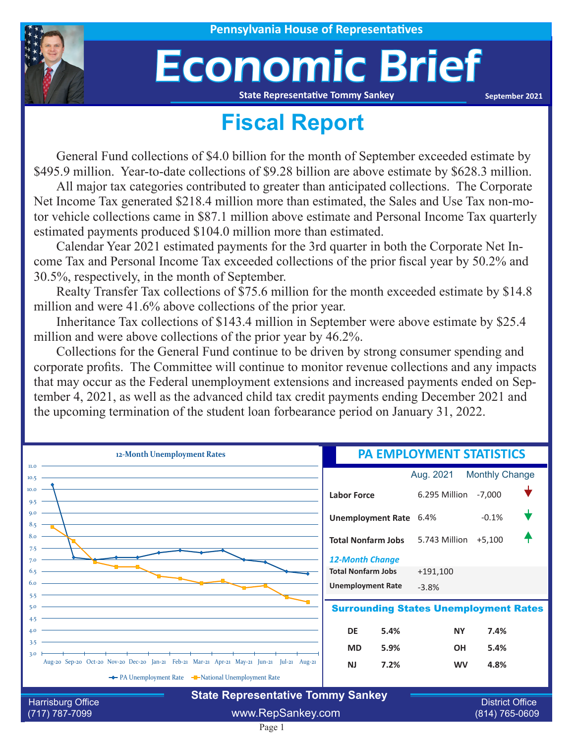Pennsylvania House of Representatives

# Economic Brief

State Representative Tommy Sankey

September 2021

## Fiscal Report

General Fund collections of $4.0 billion for the month of September exceeded estimate by $495.9 million. Year-to-date collections of $9.28 billion are above estimate by $628.3 million.

All major tax categories contributed to greater than anticipated collections. The Corporate Net Income Tax generated $218.4 million more than estimated, the Sales and Use Tax non-motor vehicle collections came in $87.1 million above estimate and Personal Income Tax quarterly estimated payments produced $104.0 million more than estimated.

Calendar Year 2021 estimated payments for the 3rd quarter in both the Corporate Net Income Tax and Personal Income Tax exceeded collections of the prior fiscal year by 50.2% and 30.5%, respectively, in the month of September.

Realty Transfer Tax collections of $75.6 million for the month exceeded estimate by $14.8 million and were 41.6% above collections of the prior year.

Inheritance Tax collections of $143.4 million in September were above estimate by $25.4 million and were above collections of the prior year by 46.2%.

Collections for the General Fund continue to be driven by strong consumer spending and corporate profits. The Committee will continue to monitor revenue collections and any impacts that may occur as the Federal unemployment extensions and increased payments ended on September 4, 2021, as well as the advanced child tax credit payments ending December 2021 and the upcoming termination of the student loan forbearance period on January 31, 2022.

### 12-Month Unemployment Rates

| Month | PA Unemployment Rate | National Unemployment Rate |
|---|---|---|
| Aug-20 | 10.2 | 8.4 |
| Sep-20 | 7.1 | 7.8 |
| Oct-20 | 7.0 | 6.9 |
| Nov-20 | 7.1 | 6.7 |
| Dec-20 | 7.1 | 6.7 |
| Jan-21 | 7.3 | 6.3 |
| Feb-21 | 7.4 | 6.2 |
| Mar-21 | 7.3 | 6.0 |
| Apr-21 | 7.4 | 6.1 |
| May-21 | 7.0 | 5.8 |
| Jun-21 | 6.9 | 5.9 |
| Jul-21 | 6.5 | 5.4 |
| Aug-21 | 6.4 | 5.2 |

### PA EMPLOYMENT STATISTICS

| | Aug. 2021 | Monthly Change |
|---|---|---|
| **Labor Force** | 6.295 Million | -7,000 |
| **Unemployment Rate** | 6.4% | -0.1% |
| **Total Nonfarm Jobs** | 5.743 Million | +5,100 |

*12-Month Change*

| | |
|---|---|
| **Total Nonfarm Jobs** | +191,100 |
| **Unemployment Rate** | -3.8% |

### Surrounding States Unemployment Rates

| State | Rate | State | Rate |
|---|---|---|---|
| DE | 5.4% | NY | 7.4% |
| MD | 5.9% | OH | 5.4% |
| NJ | 7.2% | WV | 4.8% |

State Representative Tommy Sankey

Harrisburg Office (717) 787-7099 | www.RepSankey.com | District Office (814) 765-0609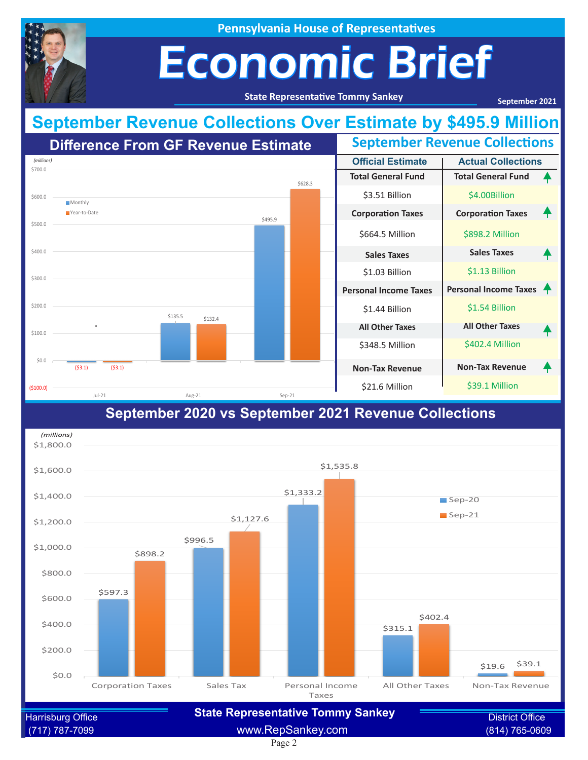Pennsylvania House of Representatives

# Economic Brief

State Representative Tommy Sankey

September 2021

## September Revenue Collections Over Estimate by $495.9 Million

### Difference From GF Revenue Estimate

(millions)

$700.0
$600.0
$500.0
$400.0
$300.0
$200.0
$100.0
$0.0
($100.0)

Monthly
Year-to-Date

($3.1) ($3.1)
$135.5 $132.4
$495.9 $628.3

Jul-21 Aug-21 Sep-21

### September Revenue Collections

| Official Estimate | Actual Collections |
|---|---|
| **Total General Fund** | **Total General Fund** |
| $3.51 Billion | $4.00Billion |
| **Corporation Taxes** | **Corporation Taxes** |
| $664.5 Million | $898.2 Million |
| **Sales Taxes** | **Sales Taxes** |
| $1.03 Billion | $1.13 Billion |
| **Personal Income Taxes** | **Personal Income Taxes** |
| $1.44 Billion | $1.54 Billion |
| **All Other Taxes** | **All Other Taxes** |
| $348.5 Million | $402.4 Million |
| **Non-Tax Revenue** | **Non-Tax Revenue** |
| $21.6 Million | $39.1 Million |

### September 2020 vs September 2021 Revenue Collections

(millions)

$1,800.0
$1,600.0
$1,400.0
$1,200.0
$1,000.0
$800.0
$600.0
$400.0
$200.0
$0.0

Sep-20
Sep-21

Corporation Taxes: $597.3 $898.2
Sales Tax: $996.5 $1,127.6
Personal Income Taxes: $1,333.2 $1,535.8
All Other Taxes: $315.1 $402.4
Non-Tax Revenue: $19.6 $39.1

Harrisburg Office
(717) 787-7099

**State Representative Tommy Sankey**
www.RepSankey.com

District Office
(814) 765-0609